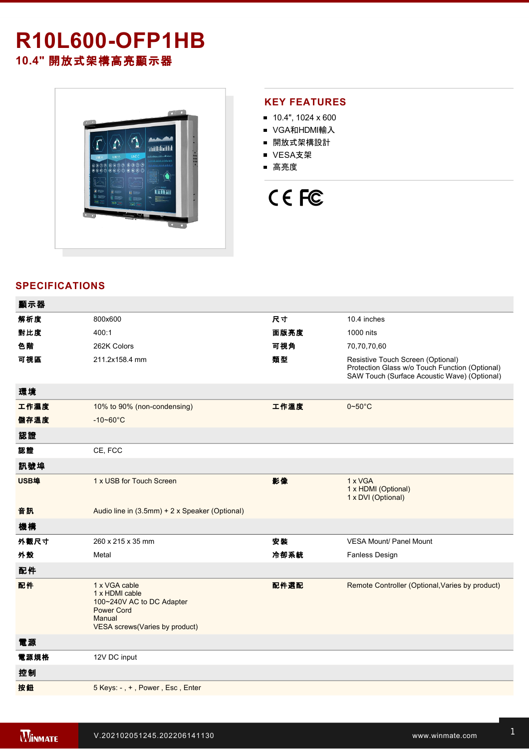# R10L600-OFP1HB

## 10.4" 開放式架構高亮顯示器

## KEY FEATURES

- 10.4", 1024 x 600
- VGA和HDMI輸入
- 開放式架構設計
- VESA支架
- 高亮度

## SPECIFICATIONS

| 顯示器 | | | |
|---|---|---|---|
| 解析度 | 800x600 | 尺寸 | 10.4 inches |
| 對比度 | 400:1 | 面版亮度 | 1000 nits |
| 色階 | 262K Colors | 可視角 | 70,70,70,60 |
| 可視區 | 211.2x158.4 mm | 類型 | Resistive Touch Screen (Optional)<br>Protection Glass w/o Touch Function (Optional)<br>SAW Touch (Surface Acoustic Wave) (Optional) |
| **環境** | | | |
| 工作濕度 | 10% to 90% (non-condensing) | 工作溫度 | 0~50°C |
| 儲存溫度 | -10~60°C | | |
| **認證** | | | |
| 認證 | CE, FCC | | |
| **訊號埠** | | | |
| USB埠 | 1 x USB for Touch Screen | 影像 | 1 x VGA<br>1 x HDMI (Optional)<br>1 x DVI (Optional) |
| 音訊 | Audio line in (3.5mm) + 2 x Speaker (Optional) | | |
| **機構** | | | |
| 外觀尺寸 | 260 x 215 x 35 mm | 安裝 | VESA Mount/ Panel Mount |
| 外殼 | Metal | 冷卻系統 | Fanless Design |
| **配件** | | | |
| 配件 | 1 x VGA cable<br>1 x HDMI cable<br>100~240V AC to DC Adapter<br>Power Cord<br>Manual<br>VESA screws(Varies by product) | 配件選配 | Remote Controller (Optional,Varies by product) |
| **電源** | | | |
| 電源規格 | 12V DC input | | |
| **控制** | | | |
| 按鈕 | 5 Keys: - , + , Power , Esc , Enter | | |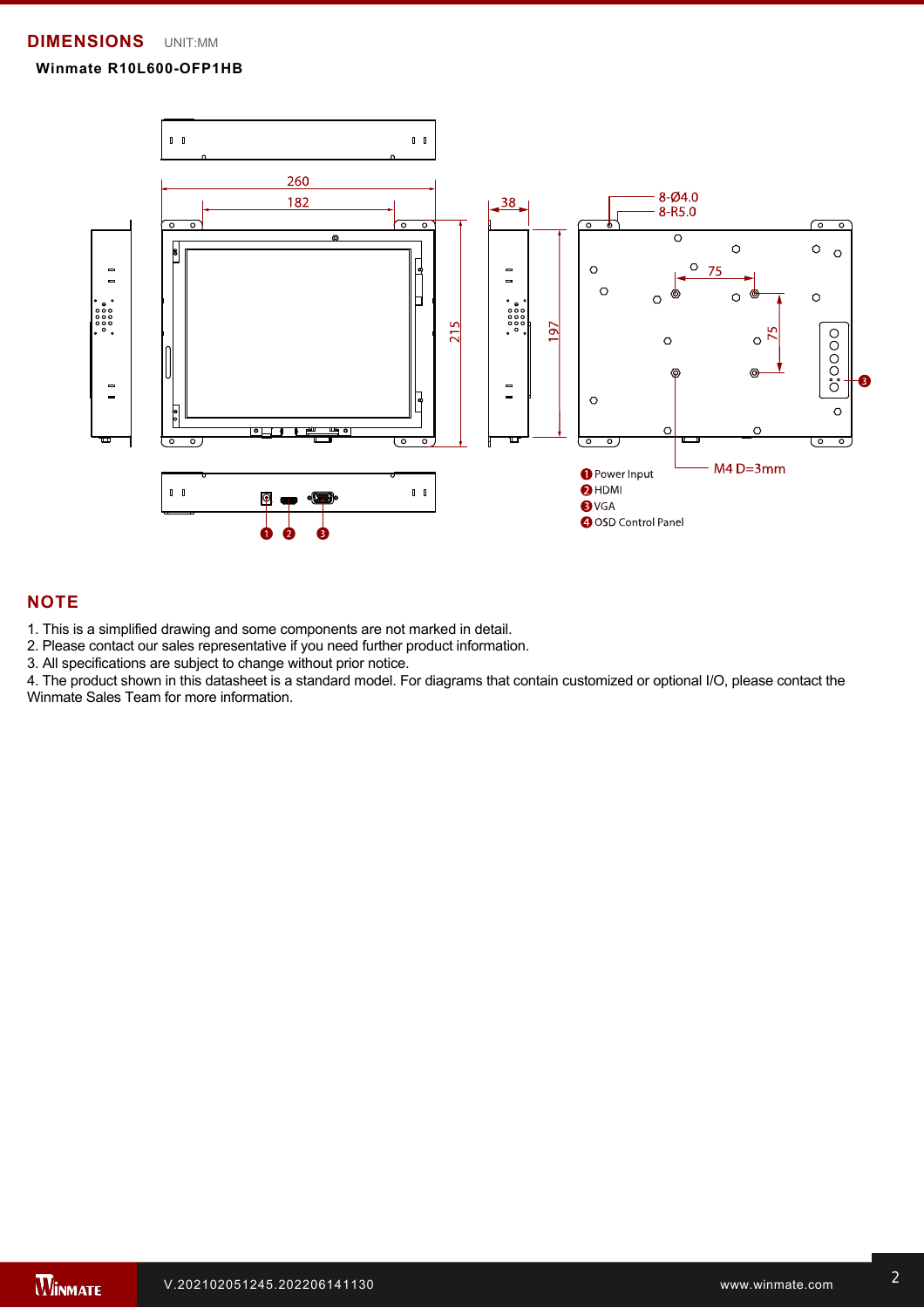## DIMENSIONS UNIT:MM

**Winmate R10L600-OFP1HB**

260

182

38

8-Ø4.0

8-R5.0

75

75

215

197

M4 D=3mm

❶ Power Input
❷ HDMI
❸ VGA
❹ OSD Control Panel

## NOTE

1. This is a simplified drawing and some components are not marked in detail.
2. Please contact our sales representative if you need further product information.
3. All specifications are subject to change without prior notice.
4. The product shown in this datasheet is a standard model. For diagrams that contain customized or optional I/O, please contact the Winmate Sales Team for more information.